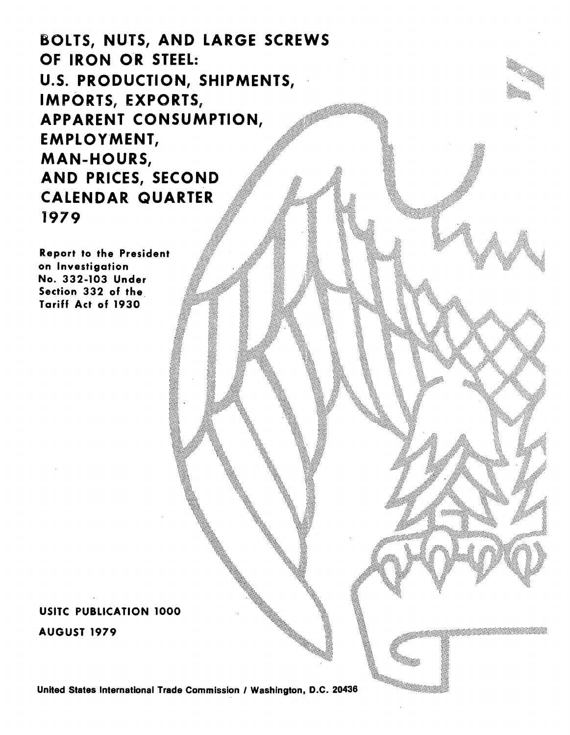# BOLTS, NUTS, AND LARGE SCREWS OF IRON OR STEEL: U.S. PRODUCTION, SHIPMENTS, IMPORTS, EXPORTS, APPARENT CONSUMPTION, EMPLOYMENT, MAN-HOURS, AND PRICES, SECOND CALENDAR QUARTER 1979

Report to the President on Investigation No. 332-103 Under Section 332 of the Tariff Act of 1930

USITC PUBLICATION 1000

AUGUST 1979

United States International Trade Commission / Washington, D.C. 20436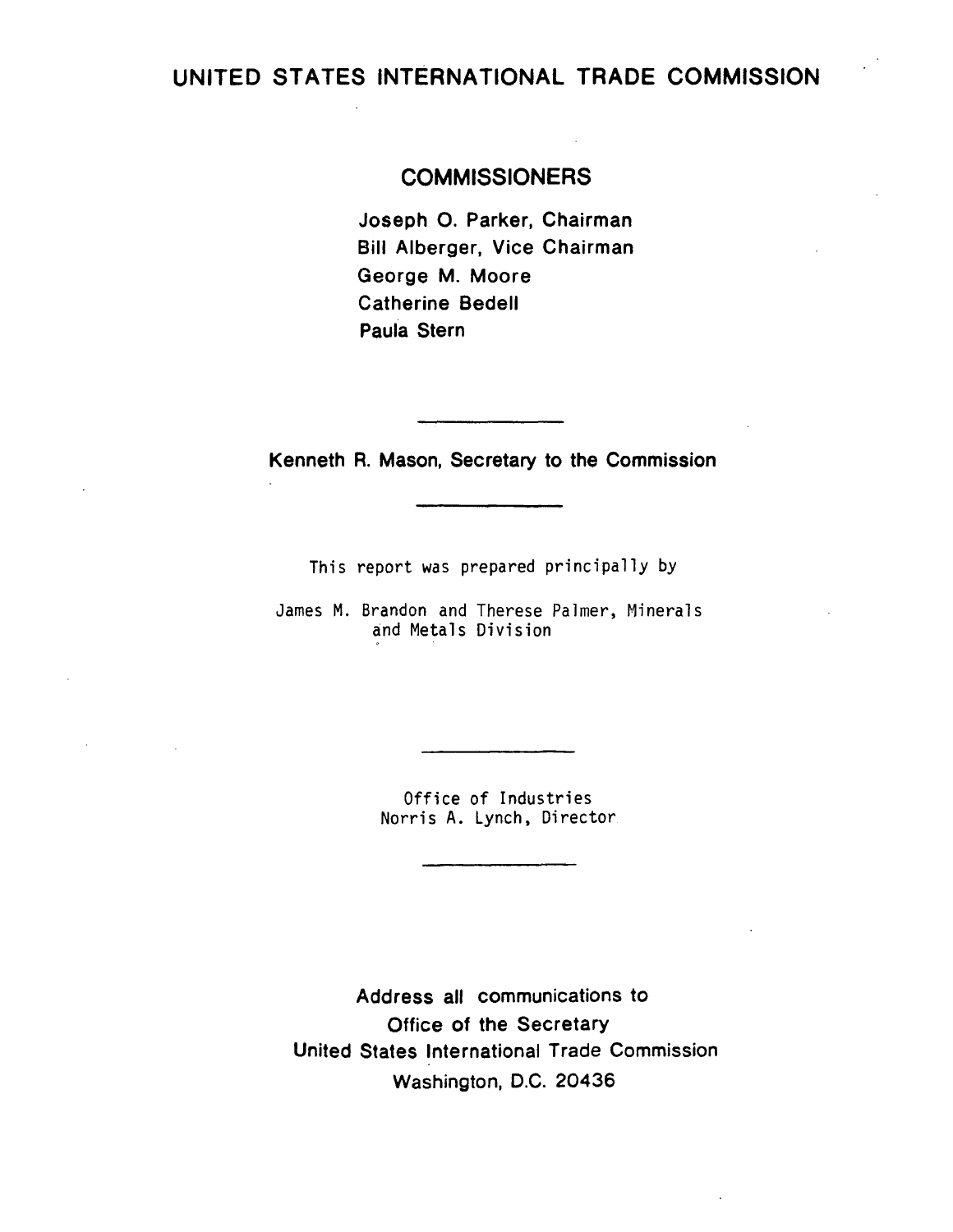# UNITED STATES INTERNATIONAL TRADE COMMISSION

## COMMISSIONERS

Joseph O. Parker, Chairman
Bill Alberger, Vice Chairman
George M. Moore
Catherine Bedell
Paula Stern

---

**Kenneth R. Mason, Secretary to the Commission**

---

This report was prepared principally by

James M. Brandon and Therese Palmer, Minerals and Metals Division

---

Office of Industries
Norris A. Lynch, Director

---

Address all communications to
Office of the Secretary
United States International Trade Commission
Washington, D.C. 20436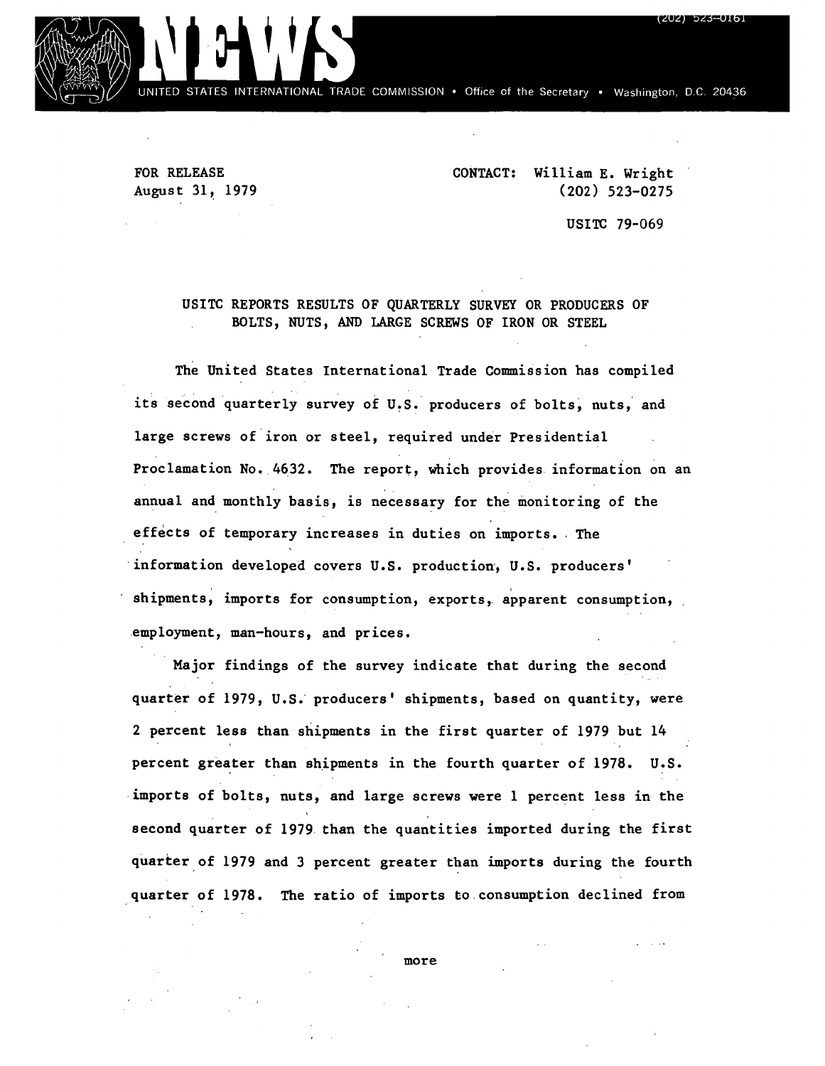**NEWS**

UNITED STATES INTERNATIONAL TRADE COMMISSION • Office of the Secretary • Washington, D.C. 20436

(202) 523-0161

FOR RELEASE
August 31, 1979

CONTACT: William E. Wright
(202) 523-0275

USITC 79-069

## USITC REPORTS RESULTS OF QUARTERLY SURVEY OR PRODUCERS OF BOLTS, NUTS, AND LARGE SCREWS OF IRON OR STEEL

The United States International Trade Commission has compiled its second quarterly survey of U.S. producers of bolts, nuts, and large screws of iron or steel, required under Presidential Proclamation No. 4632. The report, which provides information on an annual and monthly basis, is necessary for the monitoring of the effects of temporary increases in duties on imports. The information developed covers U.S. production, U.S. producers' shipments, imports for consumption, exports, apparent consumption, employment, man-hours, and prices.

Major findings of the survey indicate that during the second quarter of 1979, U.S. producers' shipments, based on quantity, were 2 percent less than shipments in the first quarter of 1979 but 14 percent greater than shipments in the fourth quarter of 1978. U.S. imports of bolts, nuts, and large screws were 1 percent less in the second quarter of 1979 than the quantities imported during the first quarter of 1979 and 3 percent greater than imports during the fourth quarter of 1978. The ratio of imports to consumption declined from

more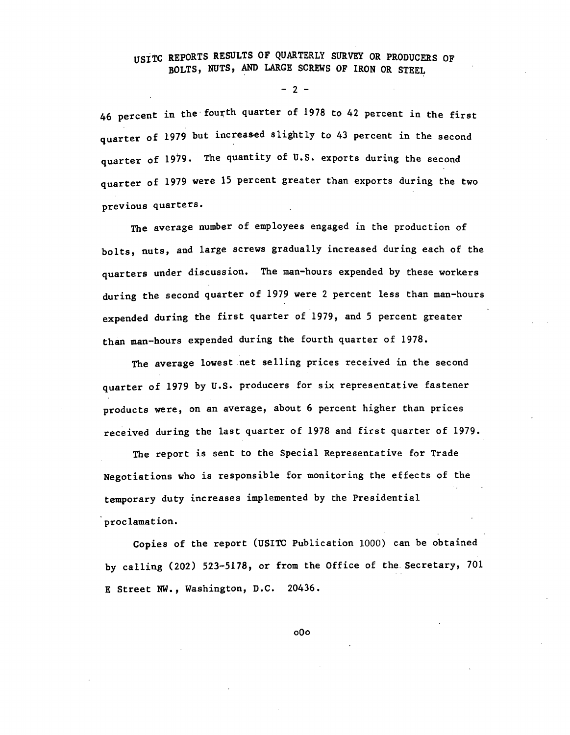46 percent in the fourth quarter of 1978 to 42 percent in the first quarter of 1979 but increased slightly to 43 percent in the second quarter of 1979. The quantity of U.S. exports during the second quarter of 1979 were 15 percent greater than exports during the two previous quarters.

The average number of employees engaged in the production of bolts, nuts, and large screws gradually increased during each of the quarters under discussion. The man-hours expended by these workers during the second quarter of 1979 were 2 percent less than man-hours expended during the first quarter of 1979, and 5 percent greater than man-hours expended during the fourth quarter of 1978.

The average lowest net selling prices received in the second quarter of 1979 by U.S. producers for six representative fastener products were, on an average, about 6 percent higher than prices received during the last quarter of 1978 and first quarter of 1979.

The report is sent to the Special Representative for Trade Negotiations who is responsible for monitoring the effects of the temporary duty increases implemented by the Presidential proclamation.

Copies of the report (USITC Publication 1000) can be obtained by calling (202) 523-5178, or from the Office of the Secretary, 701 E Street NW., Washington, D.C. 20436.

oOo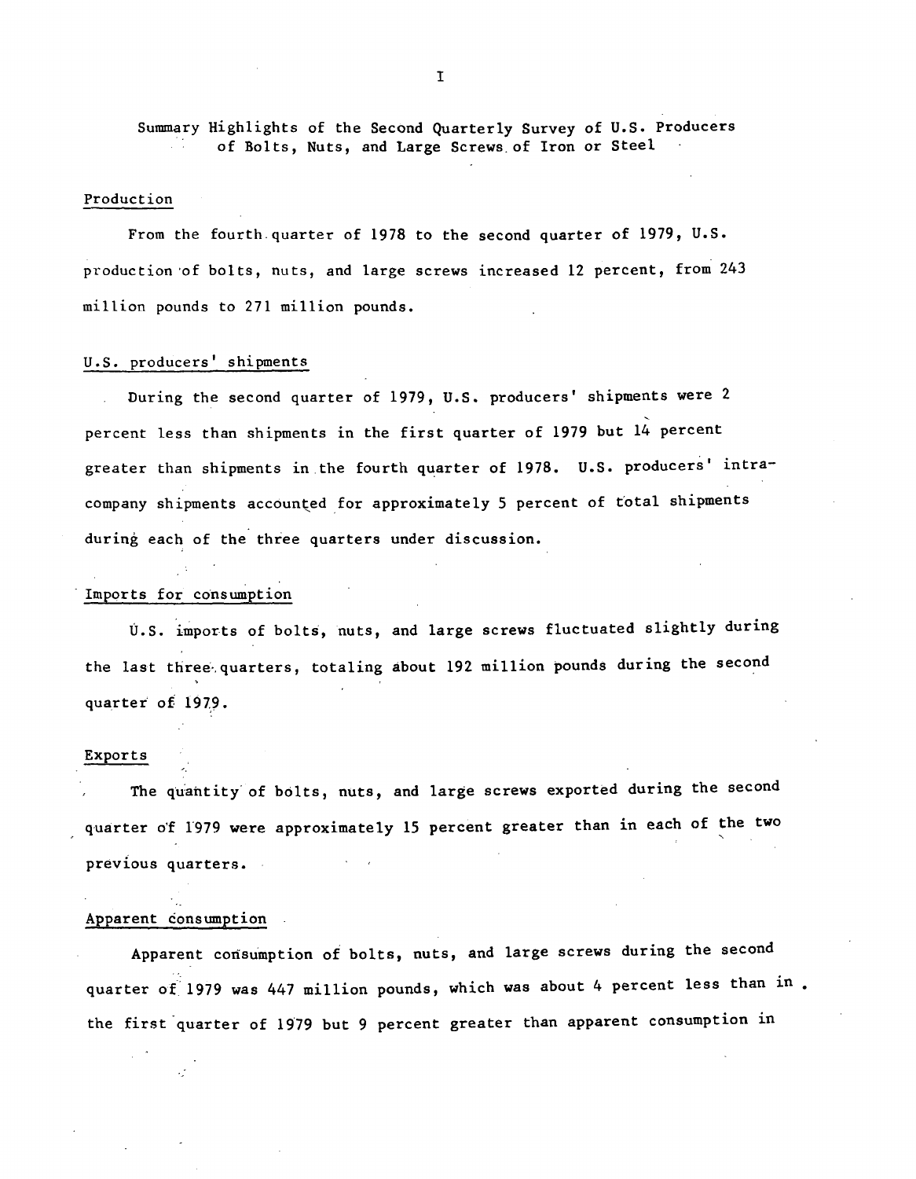Summary Highlights of the Second Quarterly Survey of U.S. Producers of Bolts, Nuts, and Large Screws of Iron or Steel

Production

From the fourth quarter of 1978 to the second quarter of 1979, U.S. production of bolts, nuts, and large screws increased 12 percent, from 243 million pounds to 271 million pounds.

U.S. producers' shipments

During the second quarter of 1979, U.S. producers' shipments were 2 percent less than shipments in the first quarter of 1979 but 14 percent greater than shipments in the fourth quarter of 1978. U.S. producers' intra-company shipments accounted for approximately 5 percent of total shipments during each of the three quarters under discussion.

Imports for consumption

U.S. imports of bolts, nuts, and large screws fluctuated slightly during the last three quarters, totaling about 192 million pounds during the second quarter of 1979.

Exports

The quantity of bolts, nuts, and large screws exported during the second quarter of 1979 were approximately 15 percent greater than in each of the two previous quarters.

Apparent consumption

Apparent consumption of bolts, nuts, and large screws during the second quarter of 1979 was 447 million pounds, which was about 4 percent less than in the first quarter of 1979 but 9 percent greater than apparent consumption in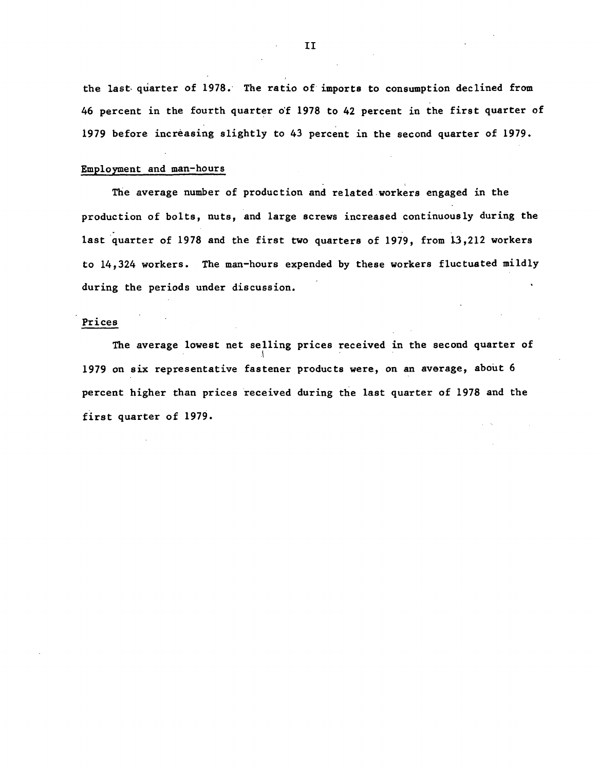the last quarter of 1978. The ratio of imports to consumption declined from 46 percent in the fourth quarter of 1978 to 42 percent in the first quarter of 1979 before increasing slightly to 43 percent in the second quarter of 1979.

## Employment and man-hours

The average number of production and related workers engaged in the production of bolts, nuts, and large screws increased continuously during the last quarter of 1978 and the first two quarters of 1979, from 13,212 workers to 14,324 workers. The man-hours expended by these workers fluctuated mildly during the periods under discussion.

## Prices

The average lowest net selling prices received in the second quarter of 1979 on six representative fastener products were, on an average, about 6 percent higher than prices received during the last quarter of 1978 and the first quarter of 1979.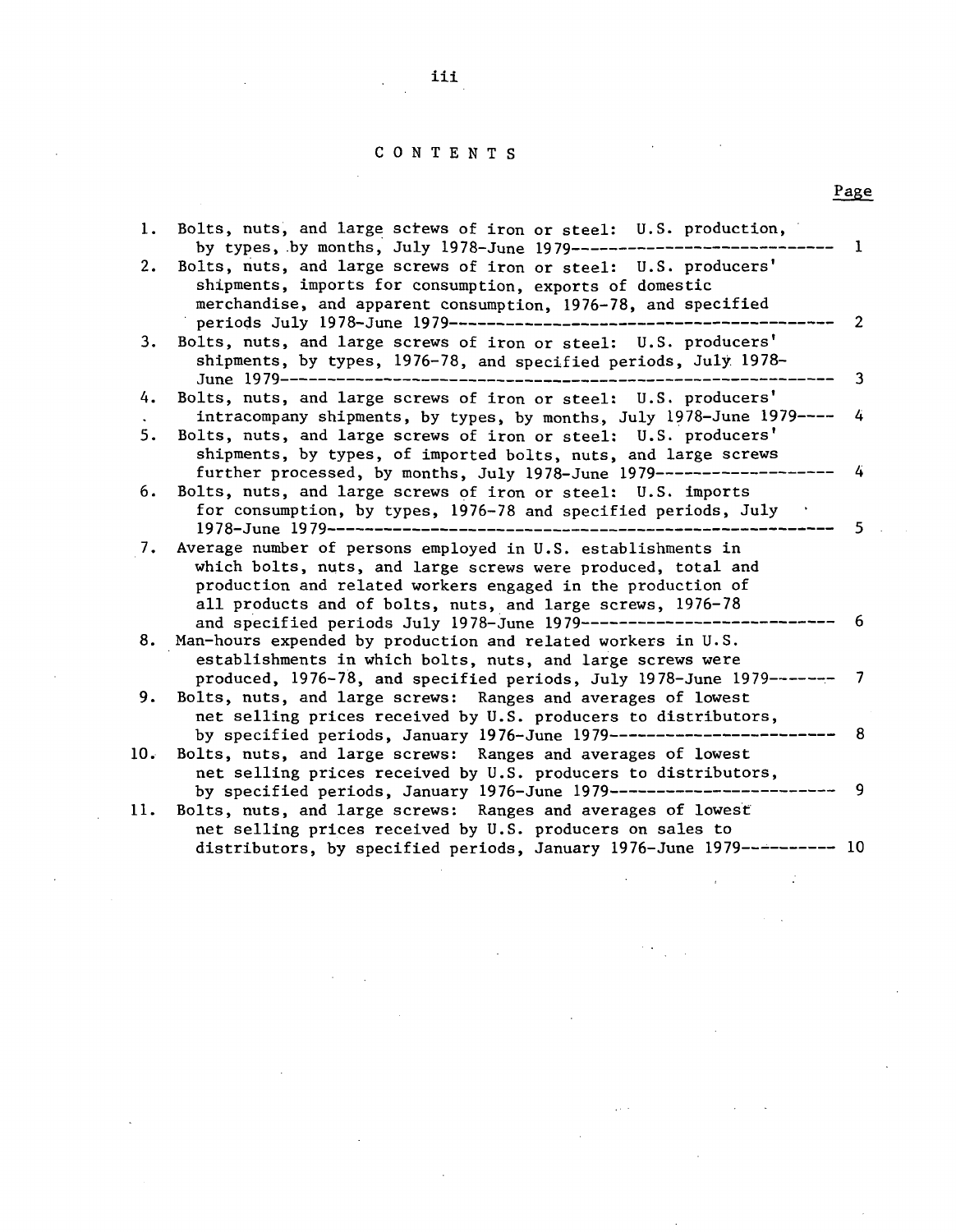# CONTENTS

| | | Page |
|---|---|---|
| 1. | Bolts, nuts, and large screws of iron or steel: U.S. production, by types, by months, July 1978-June 1979---------------------------- | 1 |
| 2. | Bolts, nuts, and large screws of iron or steel: U.S. producers' shipments, imports for consumption, exports of domestic merchandise, and apparent consumption, 1976-78, and specified periods July 1978-June 1979------------------------------------------ | 2 |
| 3. | Bolts, nuts, and large screws of iron or steel: U.S. producers' shipments, by types, 1976-78, and specified periods, July 1978-June 1979---------------------------------------------------------- | 3 |
| 4. | Bolts, nuts, and large screws of iron or steel: U.S. producers' intracompany shipments, by types, by months, July 1978-June 1979---- | 4 |
| 5. | Bolts, nuts, and large screws of iron or steel: U.S. producers' shipments, by types, of imported bolts, nuts, and large screws further processed, by months, July 1978-June 1979------------------- | 4 |
| 6. | Bolts, nuts, and large screws of iron or steel: U.S. imports for consumption, by types, 1976-78 and specified periods, July 1978-June 1979----------------------------------------------------- | 5 |
| 7. | Average number of persons employed in U.S. establishments in which bolts, nuts, and large screws were produced, total and production and related workers engaged in the production of all products and of bolts, nuts, and large screws, 1976-78 and specified periods July 1978-June 1979---------------------------- | 6 |
| 8. | Man-hours expended by production and related workers in U.S. establishments in which bolts, nuts, and large screws were produced, 1976-78, and specified periods, July 1978-June 1979------- | 7 |
| 9. | Bolts, nuts, and large screws: Ranges and averages of lowest net selling prices received by U.S. producers to distributors, by specified periods, January 1976-June 1979------------------------ | 8 |
| 10. | Bolts, nuts, and large screws: Ranges and averages of lowest net selling prices received by U.S. producers to distributors, by specified periods, January 1976-June 1979------------------------ | 9 |
| 11. | Bolts, nuts, and large screws: Ranges and averages of lowest net selling prices received by U.S. producers on sales to distributors, by specified periods, January 1976-June 1979---------- | 10 |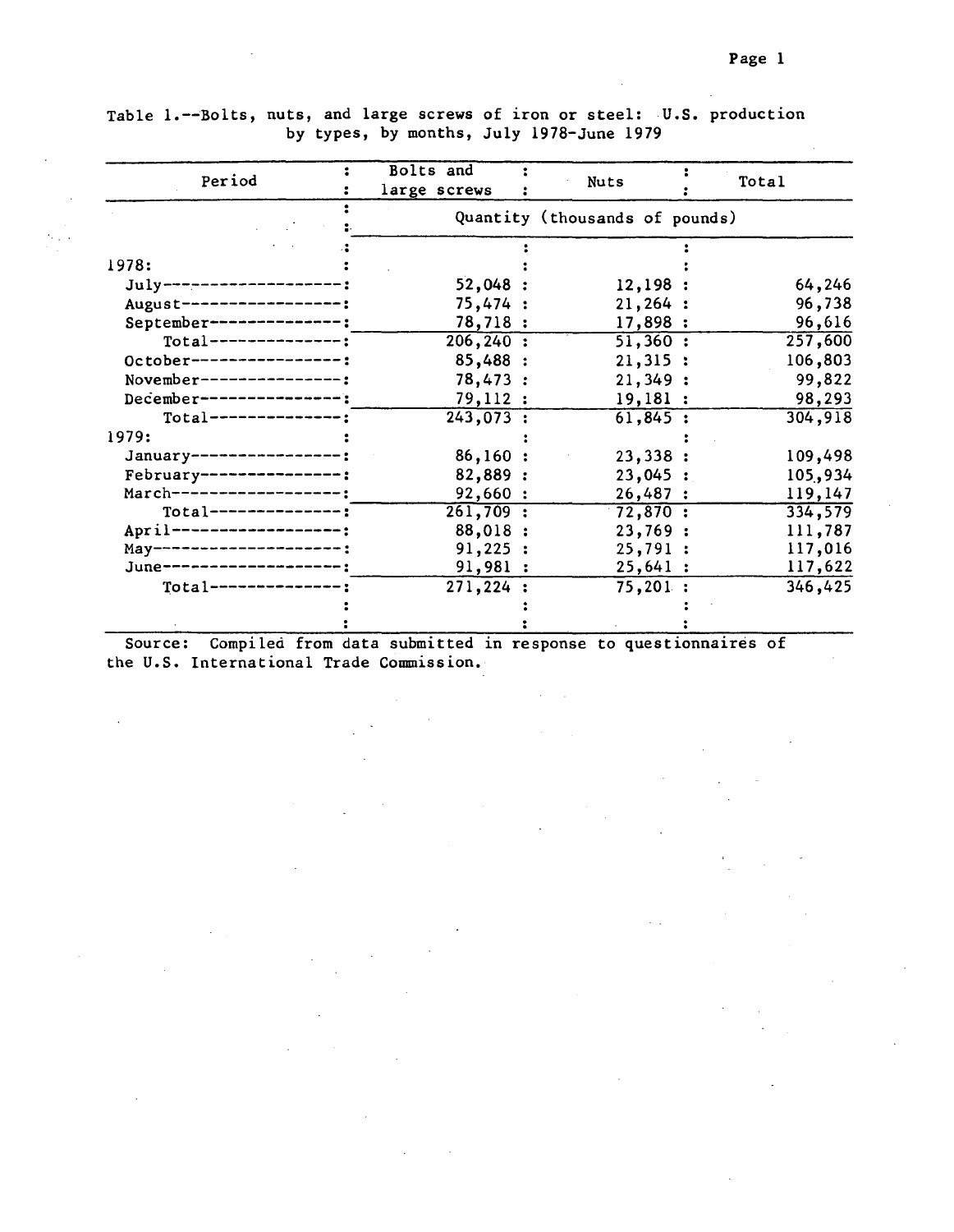Table 1.--Bolts, nuts, and large screws of iron or steel: U.S. production by types, by months, July 1978-June 1979

| Period | Bolts and large screws | Nuts | Total |
|---|---|---|---|
| | Quantity (thousands of pounds) | | |
| 1978: | | | |
| July | 52,048 | 12,198 | 64,246 |
| August | 75,474 | 21,264 | 96,738 |
| September | 78,718 | 17,898 | 96,616 |
| Total | 206,240 | 51,360 | 257,600 |
| October | 85,488 | 21,315 | 106,803 |
| November | 78,473 | 21,349 | 99,822 |
| December | 79,112 | 19,181 | 98,293 |
| Total | 243,073 | 61,845 | 304,918 |
| 1979: | | | |
| January | 86,160 | 23,338 | 109,498 |
| February | 82,889 | 23,045 | 105,934 |
| March | 92,660 | 26,487 | 119,147 |
| Total | 261,709 | 72,870 | 334,579 |
| April | 88,018 | 23,769 | 111,787 |
| May | 91,225 | 25,791 | 117,016 |
| June | 91,981 | 25,641 | 117,622 |
| Total | 271,224 | 75,201 | 346,425 |

Source: Compiled from data submitted in response to questionnaires of the U.S. International Trade Commission.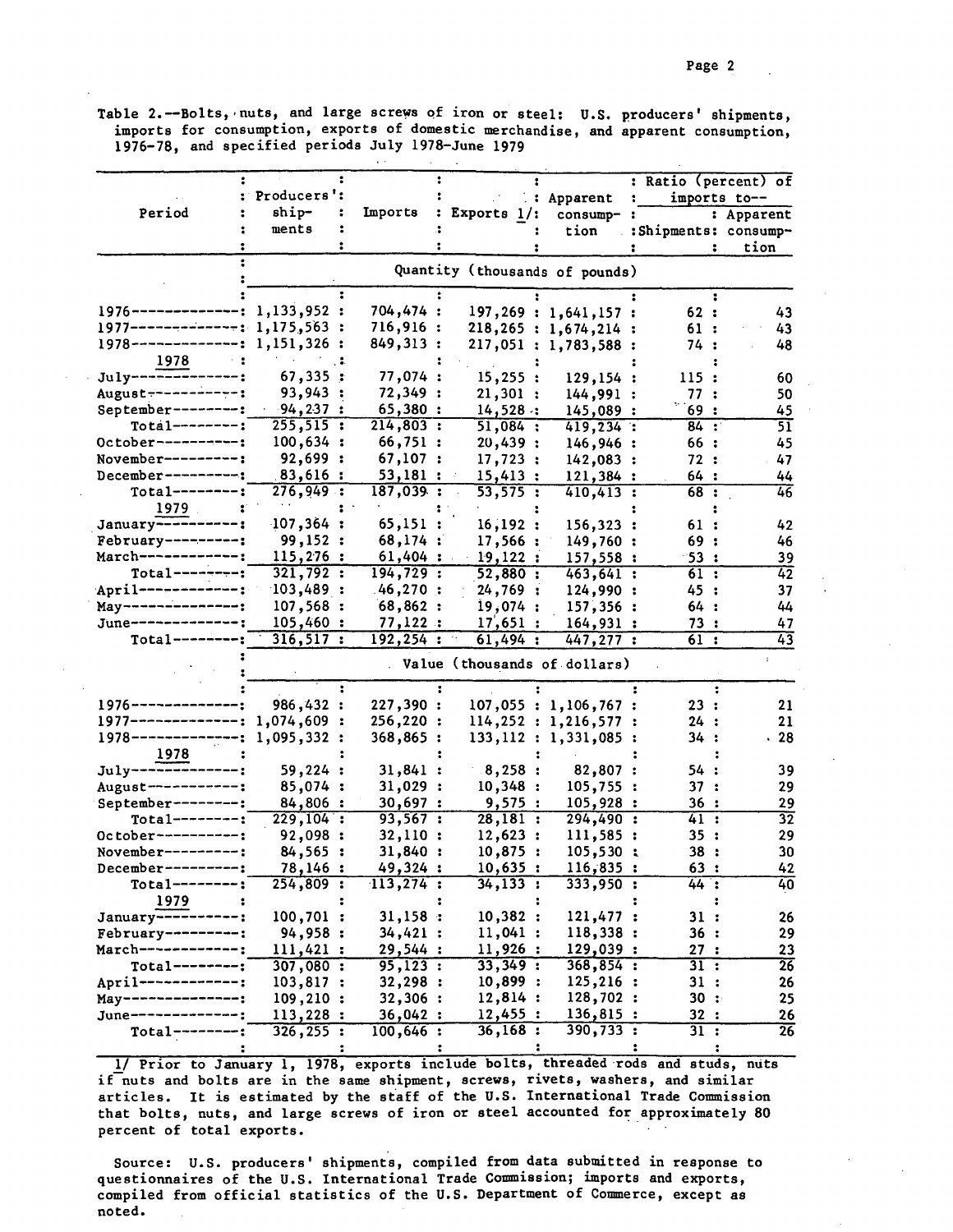Table 2.--Bolts, nuts, and large screws of iron or steel: U.S. producers' shipments, imports for consumption, exports of domestic merchandise, and apparent consumption, 1976-78, and specified periods July 1978-June 1979

| Period | Producers' shipments | Imports | Exports 1/ | Apparent consumption | Ratio (percent) of imports to-- Shipments | Apparent consumption |
|---|---|---|---|---|---|---|
| | Quantity (thousands of pounds) | | | | | |
| 1976 | 1,133,952 | 704,474 | 197,269 | 1,641,157 | 62 | 43 |
| 1977 | 1,175,563 | 716,916 | 218,265 | 1,674,214 | 61 | 43 |
| 1978 | 1,151,326 | 849,313 | 217,051 | 1,783,588 | 74 | 48 |
| 1978 | | | | | | |
| July | 67,335 | 77,074 | 15,255 | 129,154 | 115 | 60 |
| August | 93,943 | 72,349 | 21,301 | 144,991 | 77 | 50 |
| September | 94,237 | 65,380 | 14,528 | 145,089 | 69 | 45 |
| Total | 255,515 | 214,803 | 51,084 | 419,234 | 84 | 51 |
| October | 100,634 | 66,751 | 20,439 | 146,946 | 66 | 45 |
| November | 92,699 | 67,107 | 17,723 | 142,083 | 72 | 47 |
| December | 83,616 | 53,181 | 15,413 | 121,384 | 64 | 44 |
| Total | 276,949 | 187,039 | 53,575 | 410,413 | 68 | 46 |
| 1979 | | | | | | |
| January | 107,364 | 65,151 | 16,192 | 156,323 | 61 | 42 |
| February | 99,152 | 68,174 | 17,566 | 149,760 | 69 | 46 |
| March | 115,276 | 61,404 | 19,122 | 157,558 | 53 | 39 |
| Total | 321,792 | 194,729 | 52,880 | 463,641 | 61 | 42 |
| April | 103,489 | 46,270 | 24,769 | 124,990 | 45 | 37 |
| May | 107,568 | 68,862 | 19,074 | 157,356 | 64 | 44 |
| June | 105,460 | 77,122 | 17,651 | 164,931 | 73 | 47 |
| Total | 316,517 | 192,254 | 61,494 | 447,277 | 61 | 43 |
| | Value (thousands of dollars) | | | | | |
| 1976 | 986,432 | 227,390 | 107,055 | 1,106,767 | 23 | 21 |
| 1977 | 1,074,609 | 256,220 | 114,252 | 1,216,577 | 24 | 21 |
| 1978 | 1,095,332 | 368,865 | 133,112 | 1,331,085 | 34 | 28 |
| 1978 | | | | | | |
| July | 59,224 | 31,841 | 8,258 | 82,807 | 54 | 39 |
| August | 85,074 | 31,029 | 10,348 | 105,755 | 37 | 29 |
| September | 84,806 | 30,697 | 9,575 | 105,928 | 36 | 29 |
| Total | 229,104 | 93,567 | 28,181 | 294,490 | 41 | 32 |
| October | 92,098 | 32,110 | 12,623 | 111,585 | 35 | 29 |
| November | 84,565 | 31,840 | 10,875 | 105,530 | 38 | 30 |
| December | 78,146 | 49,324 | 10,635 | 116,835 | 63 | 42 |
| Total | 254,809 | 113,274 | 34,133 | 333,950 | 44 | 40 |
| 1979 | | | | | | |
| January | 100,701 | 31,158 | 10,382 | 121,477 | 31 | 26 |
| February | 94,958 | 34,421 | 11,041 | 118,338 | 36 | 29 |
| March | 111,421 | 29,544 | 11,926 | 129,039 | 27 | 23 |
| Total | 307,080 | 95,123 | 33,349 | 368,854 | 31 | 26 |
| April | 103,817 | 32,298 | 10,899 | 125,216 | 31 | 26 |
| May | 109,210 | 32,306 | 12,814 | 128,702 | 30 | 25 |
| June | 113,228 | 36,042 | 12,455 | 136,815 | 32 | 26 |
| Total | 326,255 | 100,646 | 36,168 | 390,733 | 31 | 26 |

1/ Prior to January 1, 1978, exports include bolts, threaded rods and studs, nuts if nuts and bolts are in the same shipment, screws, rivets, washers, and similar articles. It is estimated by the staff of the U.S. International Trade Commission that bolts, nuts, and large screws of iron or steel accounted for approximately 80 percent of total exports.

Source: U.S. producers' shipments, compiled from data submitted in response to questionnaires of the U.S. International Trade Commission; imports and exports, compiled from official statistics of the U.S. Department of Commerce, except as noted.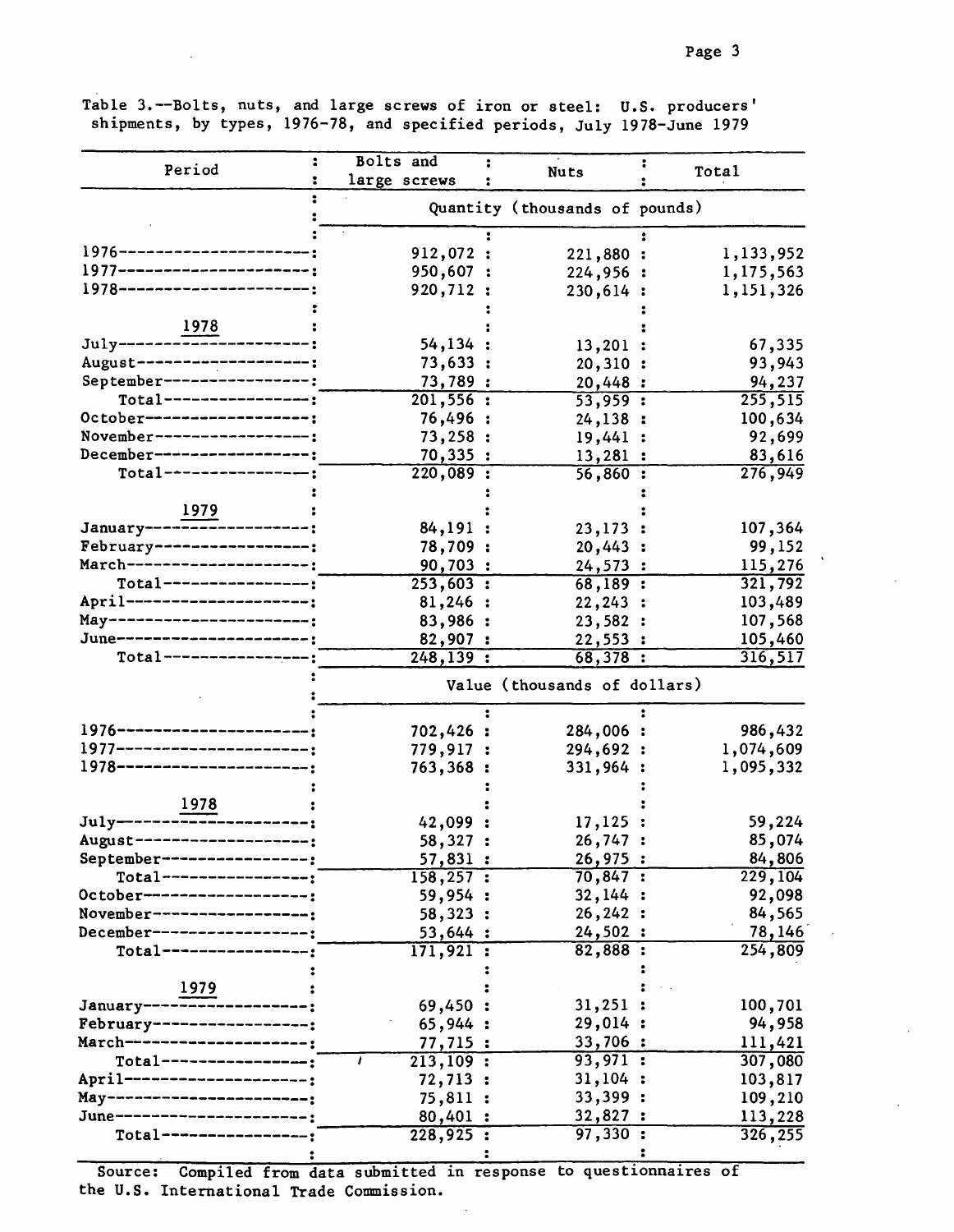Table 3.--Bolts, nuts, and large screws of iron or steel: U.S. producers' shipments, by types, 1976-78, and specified periods, July 1978-June 1979

| Period | Bolts and large screws | Nuts | Total |
|---|---|---|---|
| | Quantity (thousands of pounds) | | |
| 1976 | 912,072 | 221,880 | 1,133,952 |
| 1977 | 950,607 | 224,956 | 1,175,563 |
| 1978 | 920,712 | 230,614 | 1,151,326 |
| 1978 | | | |
| July | 54,134 | 13,201 | 67,335 |
| August | 73,633 | 20,310 | 93,943 |
| September | 73,789 | 20,448 | 94,237 |
| Total | 201,556 | 53,959 | 255,515 |
| October | 76,496 | 24,138 | 100,634 |
| November | 73,258 | 19,441 | 92,699 |
| December | 70,335 | 13,281 | 83,616 |
| Total | 220,089 | 56,860 | 276,949 |
| 1979 | | | |
| January | 84,191 | 23,173 | 107,364 |
| February | 78,709 | 20,443 | 99,152 |
| March | 90,703 | 24,573 | 115,276 |
| Total | 253,603 | 68,189 | 321,792 |
| April | 81,246 | 22,243 | 103,489 |
| May | 83,986 | 23,582 | 107,568 |
| June | 82,907 | 22,553 | 105,460 |
| Total | 248,139 | 68,378 | 316,517 |
| | Value (thousands of dollars) | | |
| 1976 | 702,426 | 284,006 | 986,432 |
| 1977 | 779,917 | 294,692 | 1,074,609 |
| 1978 | 763,368 | 331,964 | 1,095,332 |
| 1978 | | | |
| July | 42,099 | 17,125 | 59,224 |
| August | 58,327 | 26,747 | 85,074 |
| September | 57,831 | 26,975 | 84,806 |
| Total | 158,257 | 70,847 | 229,104 |
| October | 59,954 | 32,144 | 92,098 |
| November | 58,323 | 26,242 | 84,565 |
| December | 53,644 | 24,502 | 78,146 |
| Total | 171,921 | 82,888 | 254,809 |
| 1979 | | | |
| January | 69,450 | 31,251 | 100,701 |
| February | 65,944 | 29,014 | 94,958 |
| March | 77,715 | 33,706 | 111,421 |
| Total | 213,109 | 93,971 | 307,080 |
| April | 72,713 | 31,104 | 103,817 |
| May | 75,811 | 33,399 | 109,210 |
| June | 80,401 | 32,827 | 113,228 |
| Total | 228,925 | 97,330 | 326,255 |

Source: Compiled from data submitted in response to questionnaires of the U.S. International Trade Commission.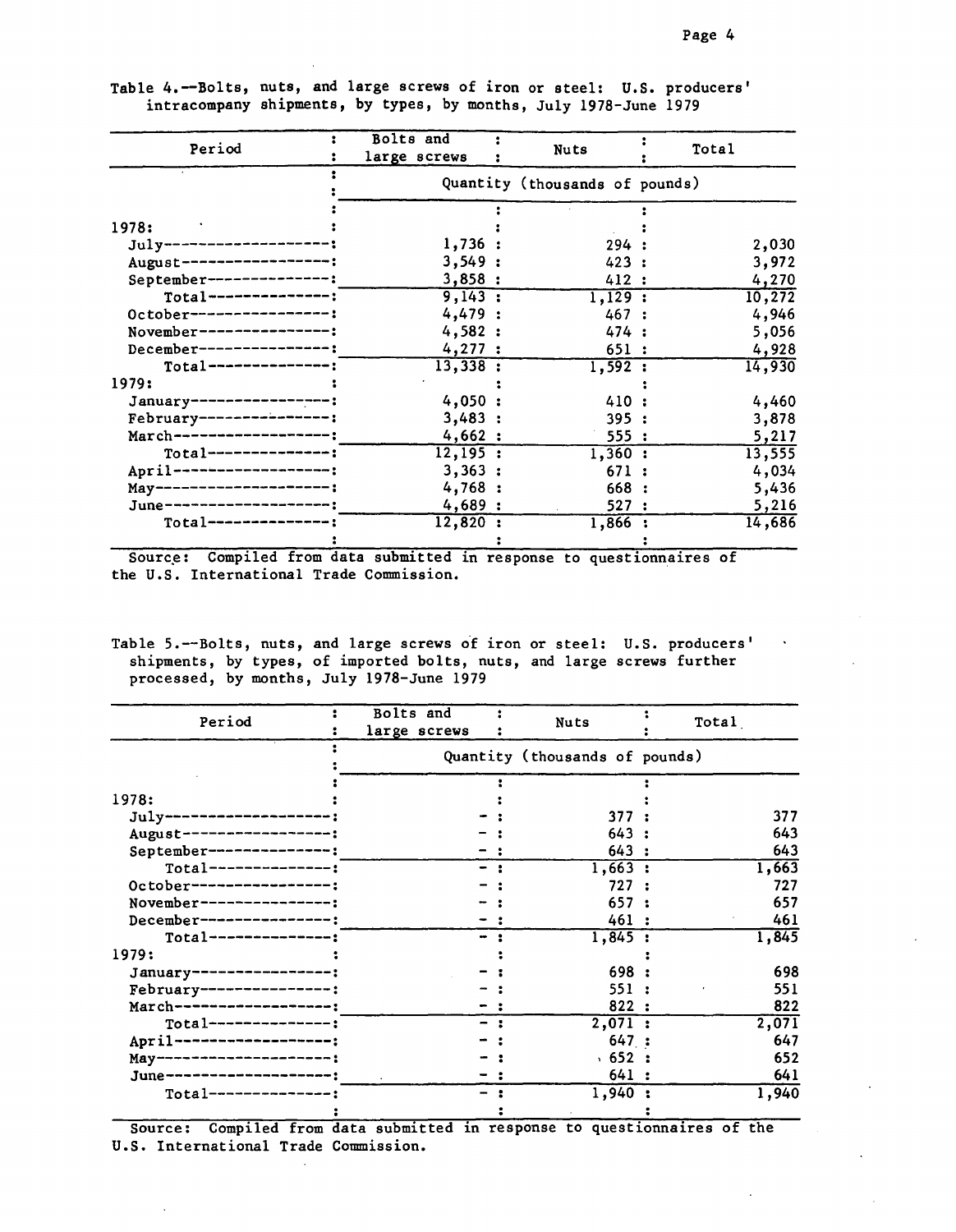Table 4.--Bolts, nuts, and large screws of iron or steel: U.S. producers' intracompany shipments, by types, by months, July 1978-June 1979

| Period | Bolts and large screws | Nuts | Total |
|---|---|---|---|
| | Quantity (thousands of pounds) | | |
| 1978: | | | |
| July | 1,736 | 294 | 2,030 |
| August | 3,549 | 423 | 3,972 |
| September | 3,858 | 412 | 4,270 |
| Total | 9,143 | 1,129 | 10,272 |
| October | 4,479 | 467 | 4,946 |
| November | 4,582 | 474 | 5,056 |
| December | 4,277 | 651 | 4,928 |
| Total | 13,338 | 1,592 | 14,930 |
| 1979: | | | |
| January | 4,050 | 410 | 4,460 |
| February | 3,483 | 395 | 3,878 |
| March | 4,662 | 555 | 5,217 |
| Total | 12,195 | 1,360 | 13,555 |
| April | 3,363 | 671 | 4,034 |
| May | 4,768 | 668 | 5,436 |
| June | 4,689 | 527 | 5,216 |
| Total | 12,820 | 1,866 | 14,686 |

Source: Compiled from data submitted in response to questionnaires of the U.S. International Trade Commission.

Table 5.--Bolts, nuts, and large screws of iron or steel: U.S. producers' shipments, by types, of imported bolts, nuts, and large screws further processed, by months, July 1978-June 1979

| Period | Bolts and large screws | Nuts | Total |
|---|---|---|---|
| | Quantity (thousands of pounds) | | |
| 1978: | | | |
| July | - | 377 | 377 |
| August | - | 643 | 643 |
| September | - | 643 | 643 |
| Total | - | 1,663 | 1,663 |
| October | - | 727 | 727 |
| November | - | 657 | 657 |
| December | - | 461 | 461 |
| Total | - | 1,845 | 1,845 |
| 1979: | | | |
| January | - | 698 | 698 |
| February | - | 551 | 551 |
| March | - | 822 | 822 |
| Total | - | 2,071 | 2,071 |
| April | - | 647 | 647 |
| May | - | 652 | 652 |
| June | - | 641 | 641 |
| Total | - | 1,940 | 1,940 |

Source: Compiled from data submitted in response to questionnaires of the U.S. International Trade Commission.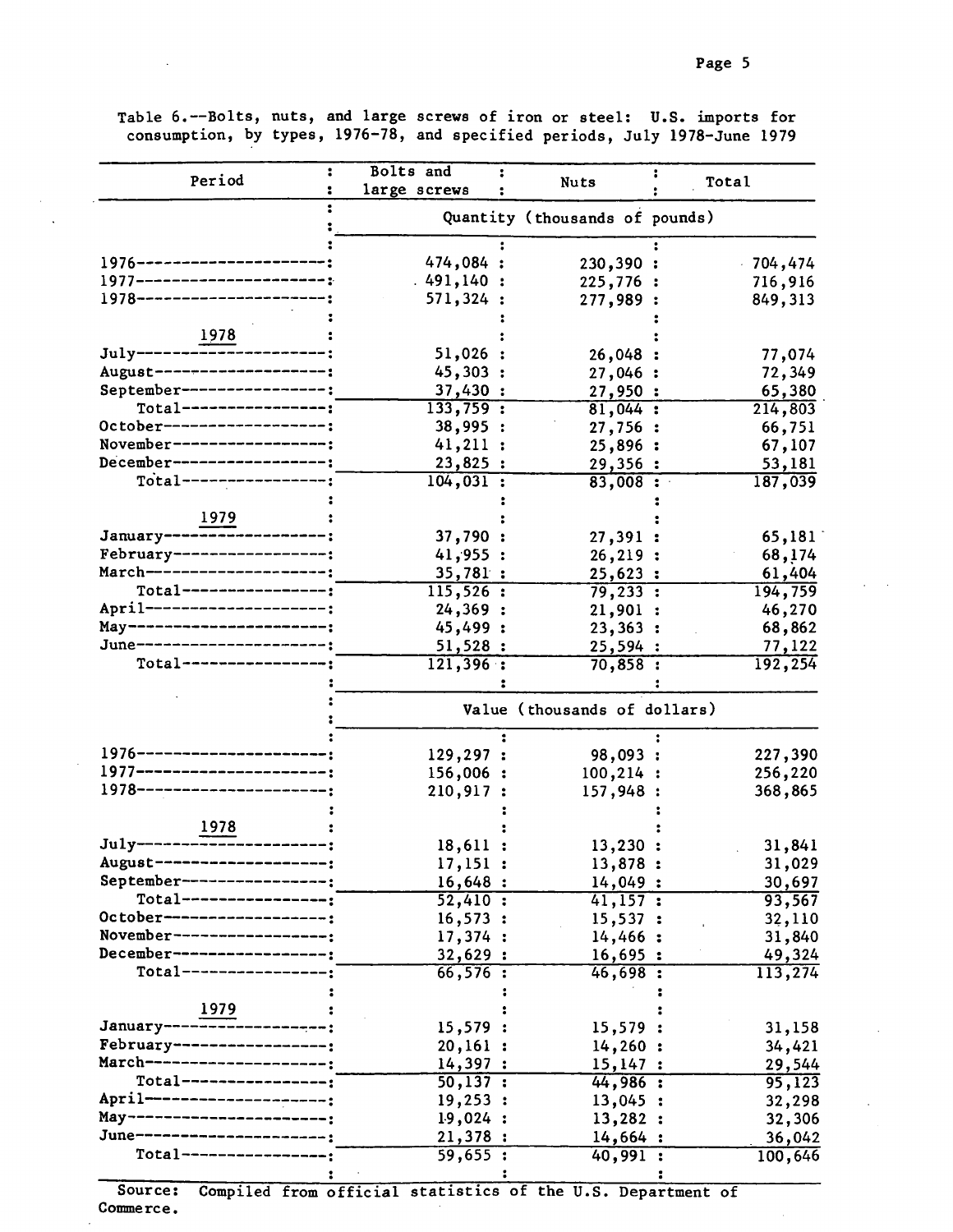Table 6.--Bolts, nuts, and large screws of iron or steel: U.S. imports for consumption, by types, 1976-78, and specified periods, July 1978-June 1979

| Period | Bolts and large screws | Nuts | Total |
|---|---|---|---|
| | Quantity (thousands of pounds) | | |
| 1976 | 474,084 | 230,390 | 704,474 |
| 1977 | 491,140 | 225,776 | 716,916 |
| 1978 | 571,324 | 277,989 | 849,313 |
| 1978 | | | |
| July | 51,026 | 26,048 | 77,074 |
| August | 45,303 | 27,046 | 72,349 |
| September | 37,430 | 27,950 | 65,380 |
| Total | 133,759 | 81,044 | 214,803 |
| October | 38,995 | 27,756 | 66,751 |
| November | 41,211 | 25,896 | 67,107 |
| December | 23,825 | 29,356 | 53,181 |
| Total | 104,031 | 83,008 | 187,039 |
| 1979 | | | |
| January | 37,790 | 27,391 | 65,181 |
| February | 41,955 | 26,219 | 68,174 |
| March | 35,781 | 25,623 | 61,404 |
| Total | 115,526 | 79,233 | 194,759 |
| April | 24,369 | 21,901 | 46,270 |
| May | 45,499 | 23,363 | 68,862 |
| June | 51,528 | 25,594 | 77,122 |
| Total | 121,396 | 70,858 | 192,254 |
| | Value (thousands of dollars) | | |
| 1976 | 129,297 | 98,093 | 227,390 |
| 1977 | 156,006 | 100,214 | 256,220 |
| 1978 | 210,917 | 157,948 | 368,865 |
| 1978 | | | |
| July | 18,611 | 13,230 | 31,841 |
| August | 17,151 | 13,878 | 31,029 |
| September | 16,648 | 14,049 | 30,697 |
| Total | 52,410 | 41,157 | 93,567 |
| October | 16,573 | 15,537 | 32,110 |
| November | 17,374 | 14,466 | 31,840 |
| December | 32,629 | 16,695 | 49,324 |
| Total | 66,576 | 46,698 | 113,274 |
| 1979 | | | |
| January | 15,579 | 15,579 | 31,158 |
| February | 20,161 | 14,260 | 34,421 |
| March | 14,397 | 15,147 | 29,544 |
| Total | 50,137 | 44,986 | 95,123 |
| April | 19,253 | 13,045 | 32,298 |
| May | 19,024 | 13,282 | 32,306 |
| June | 21,378 | 14,664 | 36,042 |
| Total | 59,655 | 40,991 | 100,646 |

Source: Compiled from official statistics of the U.S. Department of Commerce.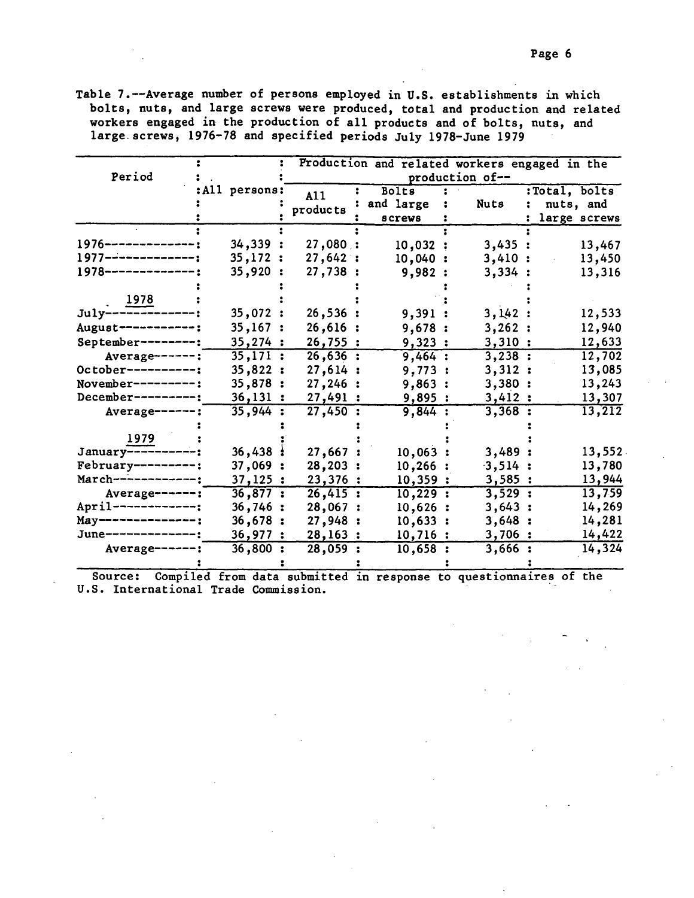Table 7.--Average number of persons employed in U.S. establishments in which bolts, nuts, and large screws were produced, total and production and related workers engaged in the production of all products and of bolts, nuts, and large screws, 1976-78 and specified periods July 1978-June 1979

| Period | All persons | Production and related workers engaged in the production of-- | | | |
|---|---|---|---|---|---|
| | | All products | Bolts and large screws | Nuts | Total, bolts nuts, and large screws |
| 1976 | 34,339 | 27,080 | 10,032 | 3,435 | 13,467 |
| 1977 | 35,172 | 27,642 | 10,040 | 3,410 | 13,450 |
| 1978 | 35,920 | 27,738 | 9,982 | 3,334 | 13,316 |
| 1978 | | | | | |
| July | 35,072 | 26,536 | 9,391 | 3,142 | 12,533 |
| August | 35,167 | 26,616 | 9,678 | 3,262 | 12,940 |
| September | 35,274 | 26,755 | 9,323 | 3,310 | 12,633 |
| Average | 35,171 | 26,636 | 9,464 | 3,238 | 12,702 |
| October | 35,822 | 27,614 | 9,773 | 3,312 | 13,085 |
| November | 35,878 | 27,246 | 9,863 | 3,380 | 13,243 |
| December | 36,131 | 27,491 | 9,895 | 3,412 | 13,307 |
| Average | 35,944 | 27,450 | 9,844 | 3,368 | 13,212 |
| 1979 | | | | | |
| January | 36,438 | 27,667 | 10,063 | 3,489 | 13,552 |
| February | 37,069 | 28,203 | 10,266 | 3,514 | 13,780 |
| March | 37,125 | 23,376 | 10,359 | 3,585 | 13,944 |
| Average | 36,877 | 26,415 | 10,229 | 3,529 | 13,759 |
| April | 36,746 | 28,067 | 10,626 | 3,643 | 14,269 |
| May | 36,678 | 27,948 | 10,633 | 3,648 | 14,281 |
| June | 36,977 | 28,163 | 10,716 | 3,706 | 14,422 |
| Average | 36,800 | 28,059 | 10,658 | 3,666 | 14,324 |

Source: Compiled from data submitted in response to questionnaires of the U.S. International Trade Commission.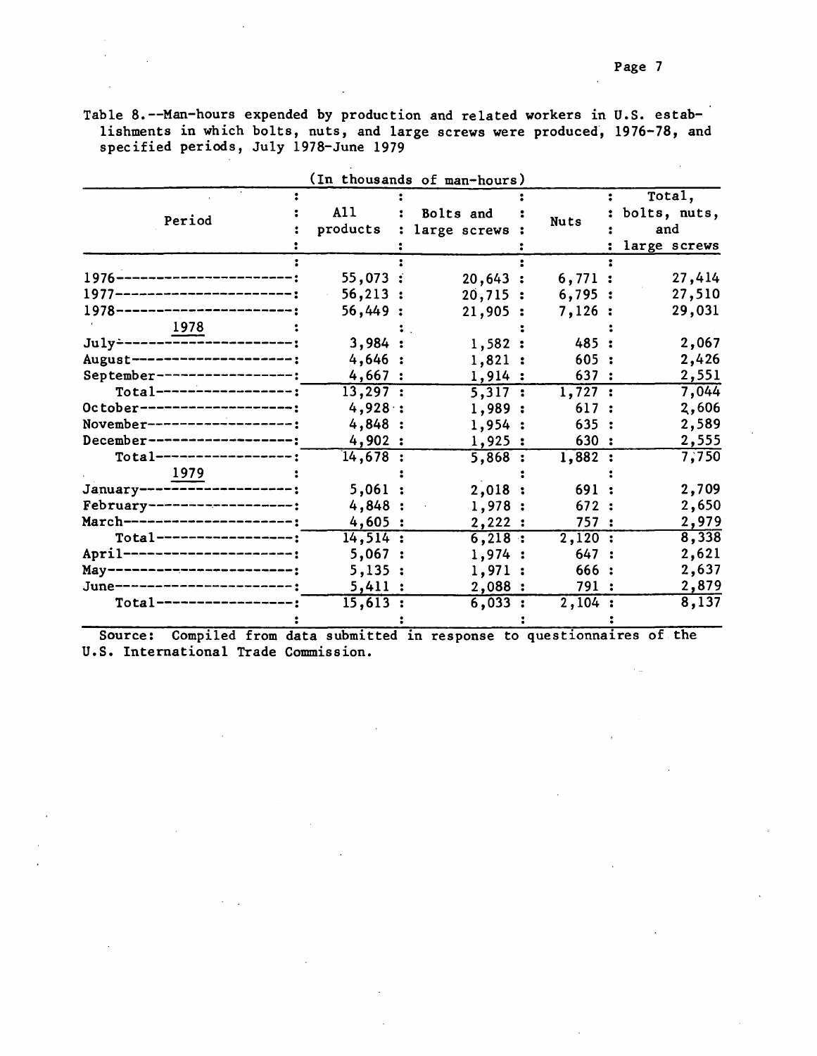Table 8.--Man-hours expended by production and related workers in U.S. establishments in which bolts, nuts, and large screws were produced, 1976-78, and specified periods, July 1978-June 1979

(In thousands of man-hours)

| Period | All products | Bolts and large screws | Nuts | Total, bolts, nuts, and large screws |
|---|---|---|---|---|
| 1976 | 55,073 | 20,643 | 6,771 | 27,414 |
| 1977 | 56,213 | 20,715 | 6,795 | 27,510 |
| 1978 | 56,449 | 21,905 | 7,126 | 29,031 |
| 1978 | | | | |
| July | 3,984 | 1,582 | 485 | 2,067 |
| August | 4,646 | 1,821 | 605 | 2,426 |
| September | 4,667 | 1,914 | 637 | 2,551 |
| Total | 13,297 | 5,317 | 1,727 | 7,044 |
| October | 4,928 | 1,989 | 617 | 2,606 |
| November | 4,848 | 1,954 | 635 | 2,589 |
| December | 4,902 | 1,925 | 630 | 2,555 |
| Total | 14,678 | 5,868 | 1,882 | 7,750 |
| 1979 | | | | |
| January | 5,061 | 2,018 | 691 | 2,709 |
| February | 4,848 | 1,978 | 672 | 2,650 |
| March | 4,605 | 2,222 | 757 | 2,979 |
| Total | 14,514 | 6,218 | 2,120 | 8,338 |
| April | 5,067 | 1,974 | 647 | 2,621 |
| May | 5,135 | 1,971 | 666 | 2,637 |
| June | 5,411 | 2,088 | 791 | 2,879 |
| Total | 15,613 | 6,033 | 2,104 | 8,137 |

Source: Compiled from data submitted in response to questionnaires of the U.S. International Trade Commission.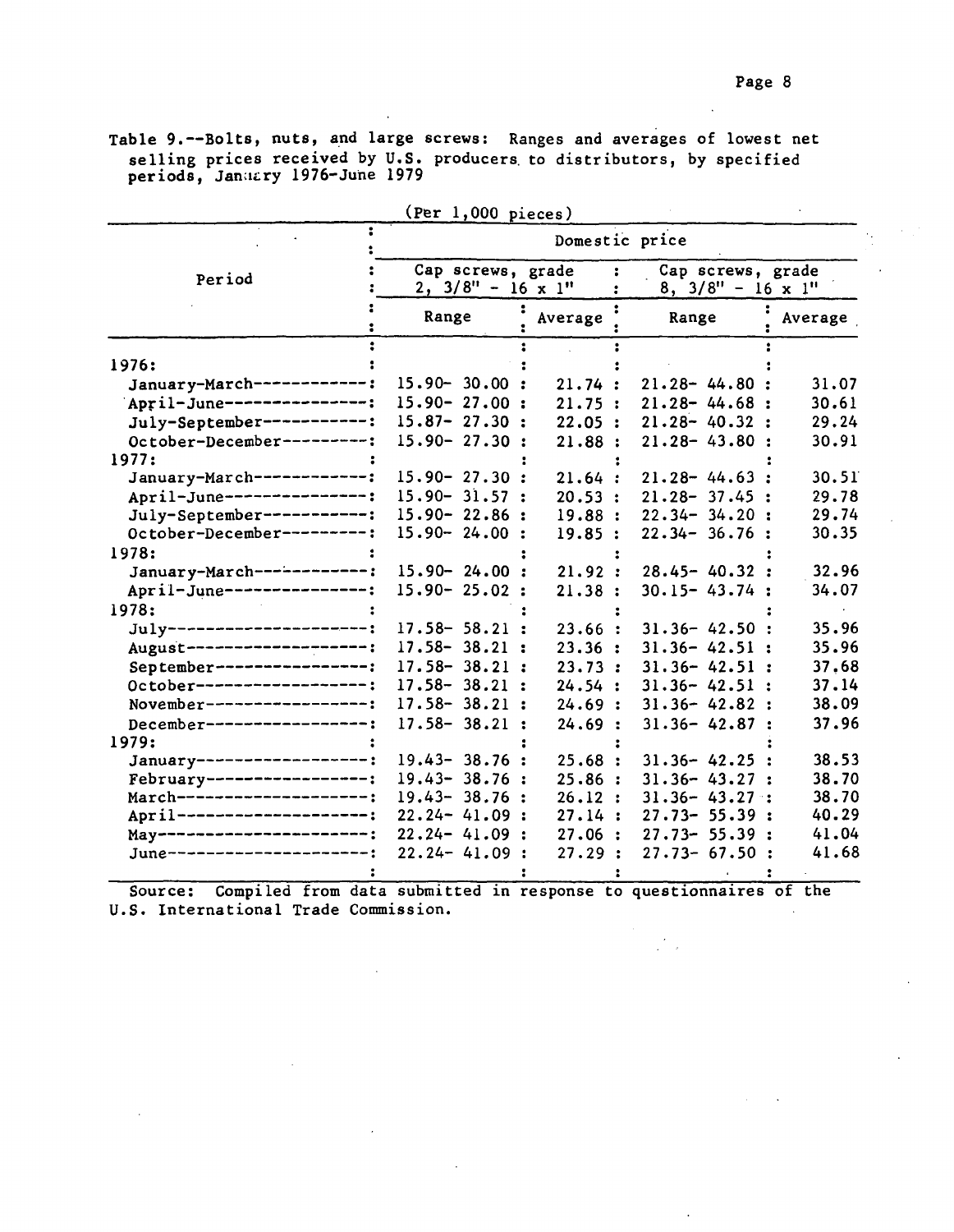Table 9.--Bolts, nuts, and large screws: Ranges and averages of lowest net selling prices received by U.S. producers to distributors, by specified periods, January 1976-June 1979

(Per 1,000 pieces)

| Period | Domestic price | | | |
|---|---|---|---|---|
| | Cap screws, grade 2, 3/8" - 16 x 1" | | Cap screws, grade 8, 3/8" - 16 x 1" | |
| | Range | Average | Range | Average |
| 1976: | | | | |
| January-March | 15.90- 30.00 | 21.74 | 21.28- 44.80 | 31.07 |
| April-June | 15.90- 27.00 | 21.75 | 21.28- 44.68 | 30.61 |
| July-September | 15.87- 27.30 | 22.05 | 21.28- 40.32 | 29.24 |
| October-December | 15.90- 27.30 | 21.88 | 21.28- 43.80 | 30.91 |
| 1977: | | | | |
| January-March | 15.90- 27.30 | 21.64 | 21.28- 44.63 | 30.51 |
| April-June | 15.90- 31.57 | 20.53 | 21.28- 37.45 | 29.78 |
| July-September | 15.90- 22.86 | 19.88 | 22.34- 34.20 | 29.74 |
| October-December | 15.90- 24.00 | 19.85 | 22.34- 36.76 | 30.35 |
| 1978: | | | | |
| January-March | 15.90- 24.00 | 21.92 | 28.45- 40.32 | 32.96 |
| April-June | 15.90- 25.02 | 21.38 | 30.15- 43.74 | 34.07 |
| 1978: | | | | |
| July | 17.58- 58.21 | 23.66 | 31.36- 42.50 | 35.96 |
| August | 17.58- 38.21 | 23.36 | 31.36- 42.51 | 35.96 |
| September | 17.58- 38.21 | 23.73 | 31.36- 42.51 | 37.68 |
| October | 17.58- 38.21 | 24.54 | 31.36- 42.51 | 37.14 |
| November | 17.58- 38.21 | 24.69 | 31.36- 42.82 | 38.09 |
| December | 17.58- 38.21 | 24.69 | 31.36- 42.87 | 37.96 |
| 1979: | | | | |
| January | 19.43- 38.76 | 25.68 | 31.36- 42.25 | 38.53 |
| February | 19.43- 38.76 | 25.86 | 31.36- 43.27 | 38.70 |
| March | 19.43- 38.76 | 26.12 | 31.36- 43.27 | 38.70 |
| April | 22.24- 41.09 | 27.14 | 27.73- 55.39 | 40.29 |
| May | 22.24- 41.09 | 27.06 | 27.73- 55.39 | 41.04 |
| June | 22.24- 41.09 | 27.29 | 27.73- 67.50 | 41.68 |

Source: Compiled from data submitted in response to questionnaires of the U.S. International Trade Commission.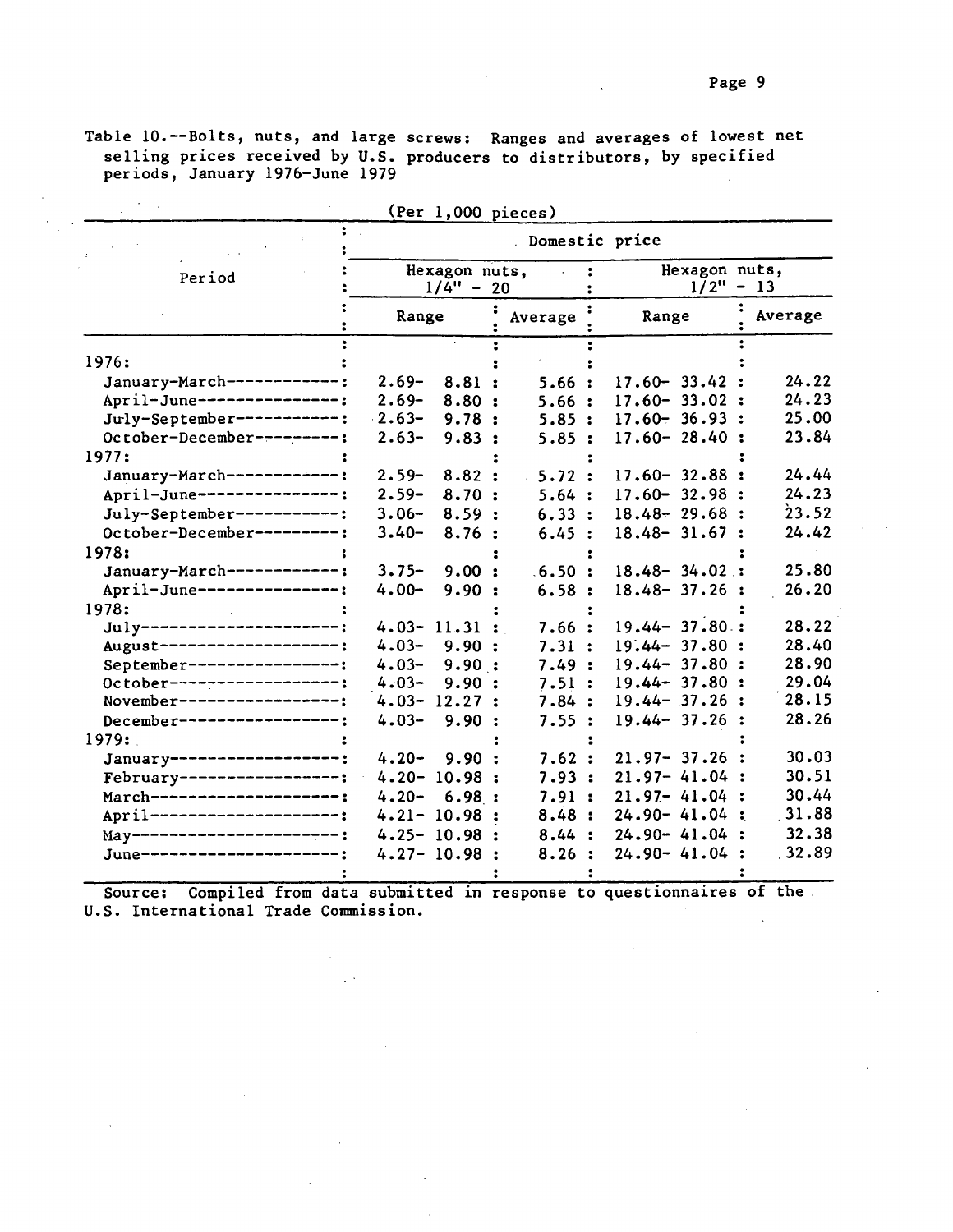Table 10.--Bolts, nuts, and large screws: Ranges and averages of lowest net selling prices received by U.S. producers to distributors, by specified periods, January 1976-June 1979

(Per 1,000 pieces)

| Period | Domestic price | | | |
|---|---|---|---|---|
| | Hexagon nuts, 1/4" - 20 | | Hexagon nuts, 1/2" - 13 | |
| | Range | Average | Range | Average |
| 1976: | | | | |
| January-March | 2.69- 8.81 | 5.66 | 17.60- 33.42 | 24.22 |
| April-June | 2.69- 8.80 | 5.66 | 17.60- 33.02 | 24.23 |
| July-September | 2.63- 9.78 | 5.85 | 17.60- 36.93 | 25.00 |
| October-December | 2.63- 9.83 | 5.85 | 17.60- 28.40 | 23.84 |
| 1977: | | | | |
| January-March | 2.59- 8.82 | 5.72 | 17.60- 32.88 | 24.44 |
| April-June | 2.59- 8.70 | 5.64 | 17.60- 32.98 | 24.23 |
| July-September | 3.06- 8.59 | 6.33 | 18.48- 29.68 | 23.52 |
| October-December | 3.40- 8.76 | 6.45 | 18.48- 31.67 | 24.42 |
| 1978: | | | | |
| January-March | 3.75- 9.00 | 6.50 | 18.48- 34.02 | 25.80 |
| April-June | 4.00- 9.90 | 6.58 | 18.48- 37.26 | 26.20 |
| 1978: | | | | |
| July | 4.03- 11.31 | 7.66 | 19.44- 37.80 | 28.22 |
| August | 4.03- 9.90 | 7.31 | 19.44- 37.80 | 28.40 |
| September | 4.03- 9.90 | 7.49 | 19.44- 37.80 | 28.90 |
| October | 4.03- 9.90 | 7.51 | 19.44- 37.80 | 29.04 |
| November | 4.03- 12.27 | 7.84 | 19.44- 37.26 | 28.15 |
| December | 4.03- 9.90 | 7.55 | 19.44- 37.26 | 28.26 |
| 1979: | | | | |
| January | 4.20- 9.90 | 7.62 | 21.97- 37.26 | 30.03 |
| February | 4.20- 10.98 | 7.93 | 21.97- 41.04 | 30.51 |
| March | 4.20- 6.98 | 7.91 | 21.97- 41.04 | 30.44 |
| April | 4.21- 10.98 | 8.48 | 24.90- 41.04 | 31.88 |
| May | 4.25- 10.98 | 8.44 | 24.90- 41.04 | 32.38 |
| June | 4.27- 10.98 | 8.26 | 24.90- 41.04 | 32.89 |

Source: Compiled from data submitted in response to questionnaires of the U.S. International Trade Commission.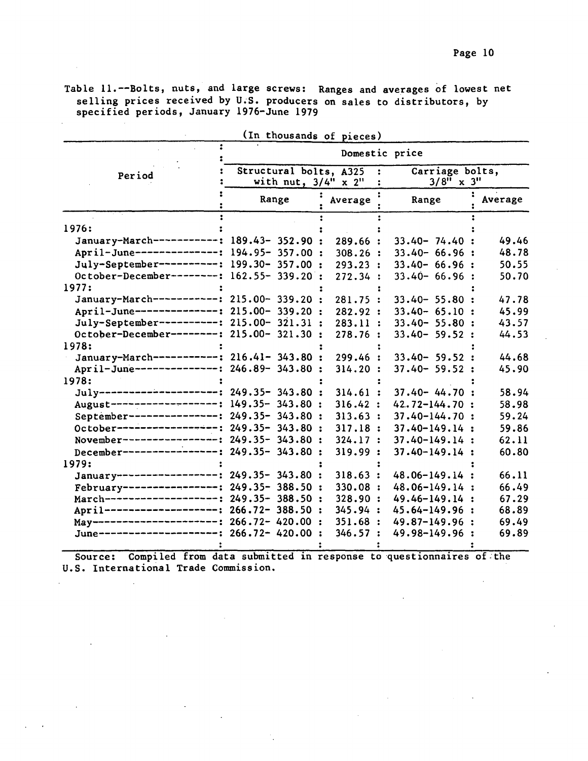Table 11.--Bolts, nuts, and large screws: Ranges and averages of lowest net selling prices received by U.S. producers on sales to distributors, by specified periods, January 1976-June 1979

(In thousands of pieces)

| Period | Domestic price | | | |
|---|---|---|---|---|
| | Structural bolts, A325 with nut, 3/4" x 2" | | Carriage bolts, 3/8" x 3" | |
| | Range | Average | Range | Average |
| 1976: | | | | |
| January-March | 189.43- 352.90 | 289.66 | 33.40- 74.40 | 49.46 |
| April-June | 194.95- 357.00 | 308.26 | 33.40- 66.96 | 48.78 |
| July-September | 199.30- 357.00 | 293.23 | 33.40- 66.96 | 50.55 |
| October-December | 162.55- 339.20 | 272.34 | 33.40- 66.96 | 50.70 |
| 1977: | | | | |
| January-March | 215.00- 339.20 | 281.75 | 33.40- 55.80 | 47.78 |
| April-June | 215.00- 339.20 | 282.92 | 33.40- 65.10 | 45.99 |
| July-September | 215.00- 321.31 | 283.11 | 33.40- 55.80 | 43.57 |
| October-December | 215.00- 321.30 | 278.76 | 33.40- 59.52 | 44.53 |
| 1978: | | | | |
| January-March | 216.41- 343.80 | 299.46 | 33.40- 59.52 | 44.68 |
| April-June | 246.89- 343.80 | 314.20 | 37.40- 59.52 | 45.90 |
| 1978: | | | | |
| July | 249.35- 343.80 | 314.61 | 37.40- 44.70 | 58.94 |
| August | 149.35- 343.80 | 316.42 | 42.72-144.70 | 58.98 |
| September | 249.35- 343.80 | 313.63 | 37.40-144.70 | 59.24 |
| October | 249.35- 343.80 | 317.18 | 37.40-149.14 | 59.86 |
| November | 249.35- 343.80 | 324.17 | 37.40-149.14 | 62.11 |
| December | 249.35- 343.80 | 319.99 | 37.40-149.14 | 60.80 |
| 1979: | | | | |
| January | 249.35- 343.80 | 318.63 | 48.06-149.14 | 66.11 |
| February | 249.35- 388.50 | 330.08 | 48.06-149.14 | 66.49 |
| March | 249.35- 388.50 | 328.90 | 49.46-149.14 | 67.29 |
| April | 266.72- 388.50 | 345.94 | 45.64-149.96 | 68.89 |
| May | 266.72- 420.00 | 351.68 | 49.87-149.96 | 69.49 |
| June | 266.72- 420.00 | 346.57 | 49.98-149.96 | 69.89 |

Source: Compiled from data submitted in response to questionnaires of the U.S. International Trade Commission.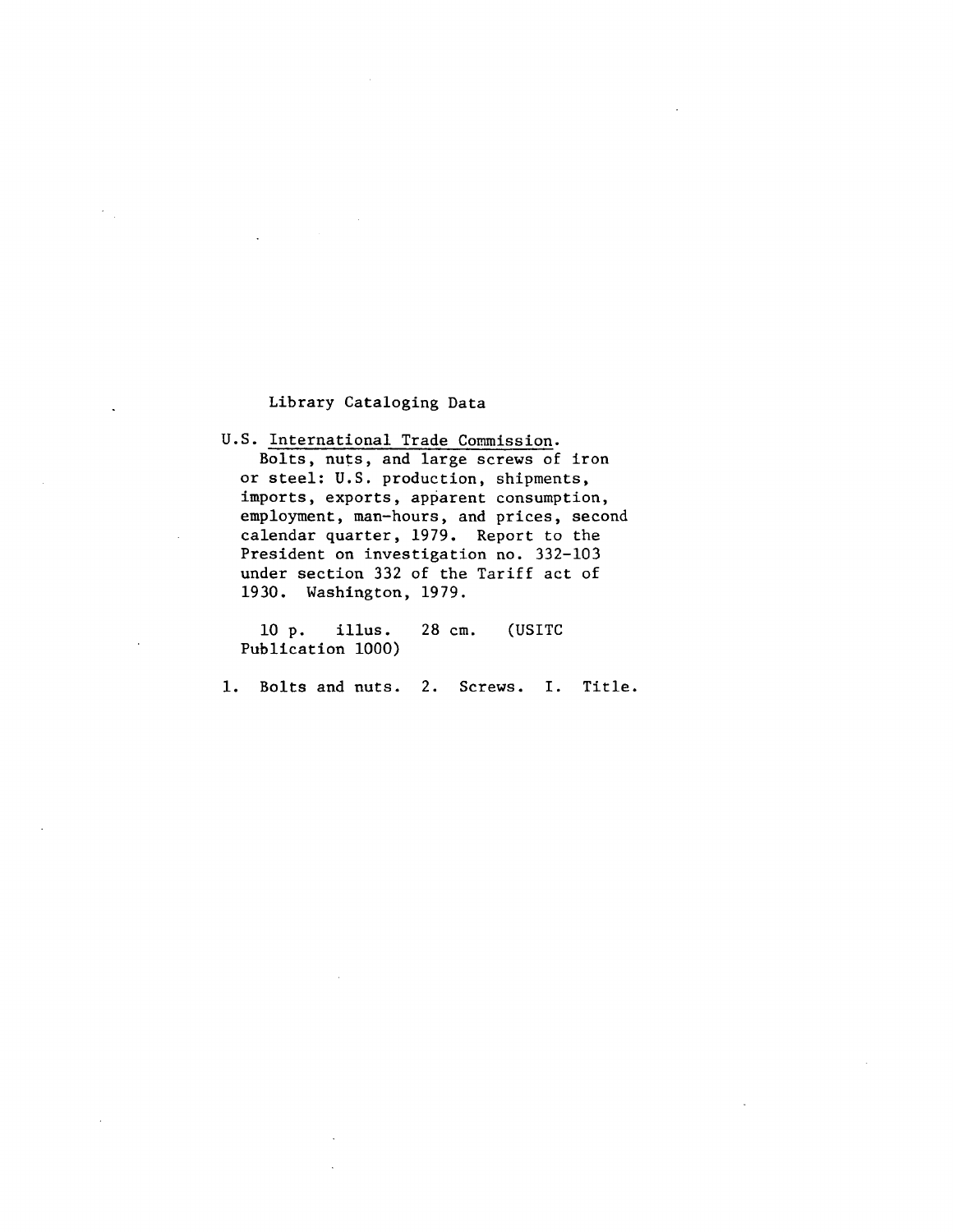Library Cataloging Data

U.S. International Trade Commission.
Bolts, nuts, and large screws of iron or steel: U.S. production, shipments, imports, exports, apparent consumption, employment, man-hours, and prices, second calendar quarter, 1979. Report to the President on investigation no. 332-103 under section 332 of the Tariff act of 1930. Washington, 1979.

10 p. illus. 28 cm. (USITC Publication 1000)

1. Bolts and nuts. 2. Screws. I. Title.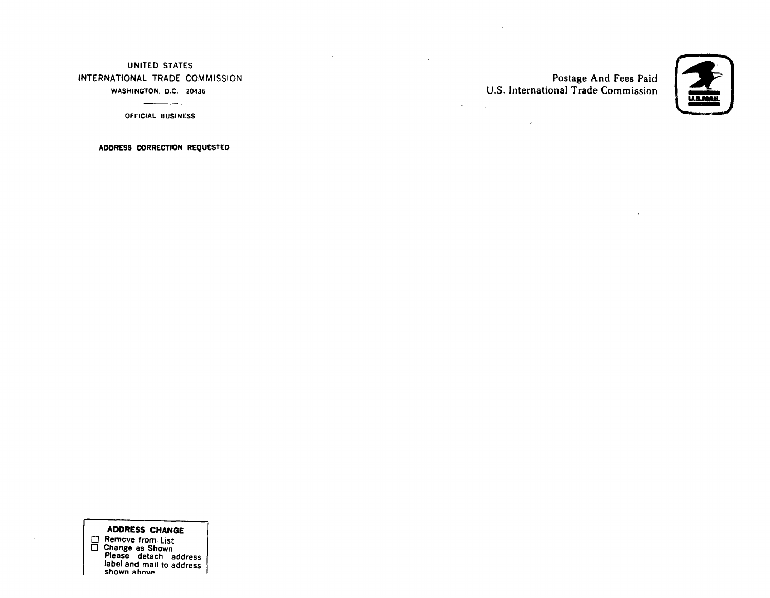UNITED STATES
INTERNATIONAL TRADE COMMISSION
WASHINGTON, D.C. 20436

OFFICIAL BUSINESS

**ADDRESS CORRECTION REQUESTED**

Postage And Fees Paid
U.S. International Trade Commission

U.S. MAIL

**ADDRESS CHANGE**

- ☐ Remove from List
- ☐ Change as Shown

Please detach address label and mail to address shown above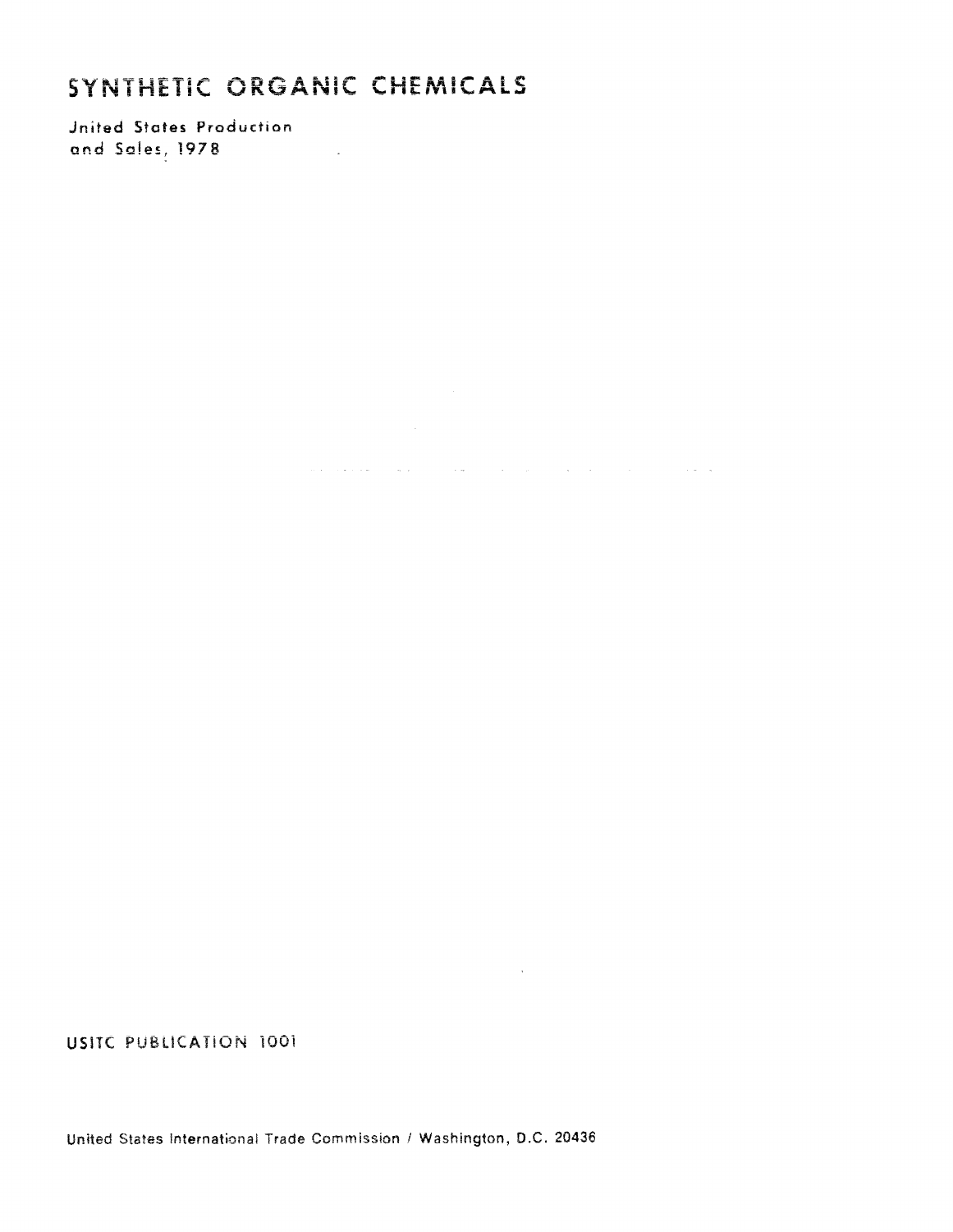# SYNTHETIC ORGANIC CHEMICALS

Jnited States Production
and Sales, 1978

USITC PUBLICATION 1001

United States International Trade Commission / Washington, D.C. 20436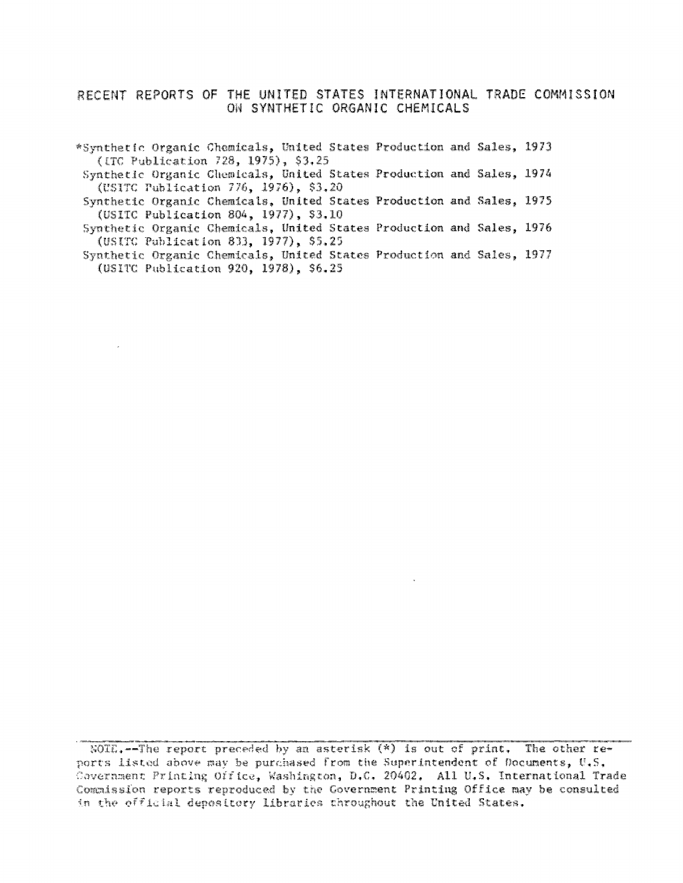# RECENT REPORTS OF THE UNITED STATES INTERNATIONAL TRADE COMMISSION ON SYNTHETIC ORGANIC CHEMICALS

*Synthetic Organic Chemicals, United States Production and Sales, 1973 (ITC Publication 728, 1975), $3.25

Synthetic Organic Chemicals, United States Production and Sales, 1974 (USITC Publication 776, 1976), $3.20

Synthetic Organic Chemicals, United States Production and Sales, 1975 (USITC Publication 804, 1977), $3.10

Synthetic Organic Chemicals, United States Production and Sales, 1976 (USITC Publication 833, 1977), $5.25

Synthetic Organic Chemicals, United States Production and Sales, 1977 (USITC Publication 920, 1978), $6.25

---

NOTE.--The report preceded by an asterisk (*) is out of print. The other reports listed above may be purchased from the Superintendent of Documents, U.S. Government Printing Office, Washington, D.C. 20402. All U.S. International Trade Commission reports reproduced by the Government Printing Office may be consulted in the official depository libraries throughout the United States.